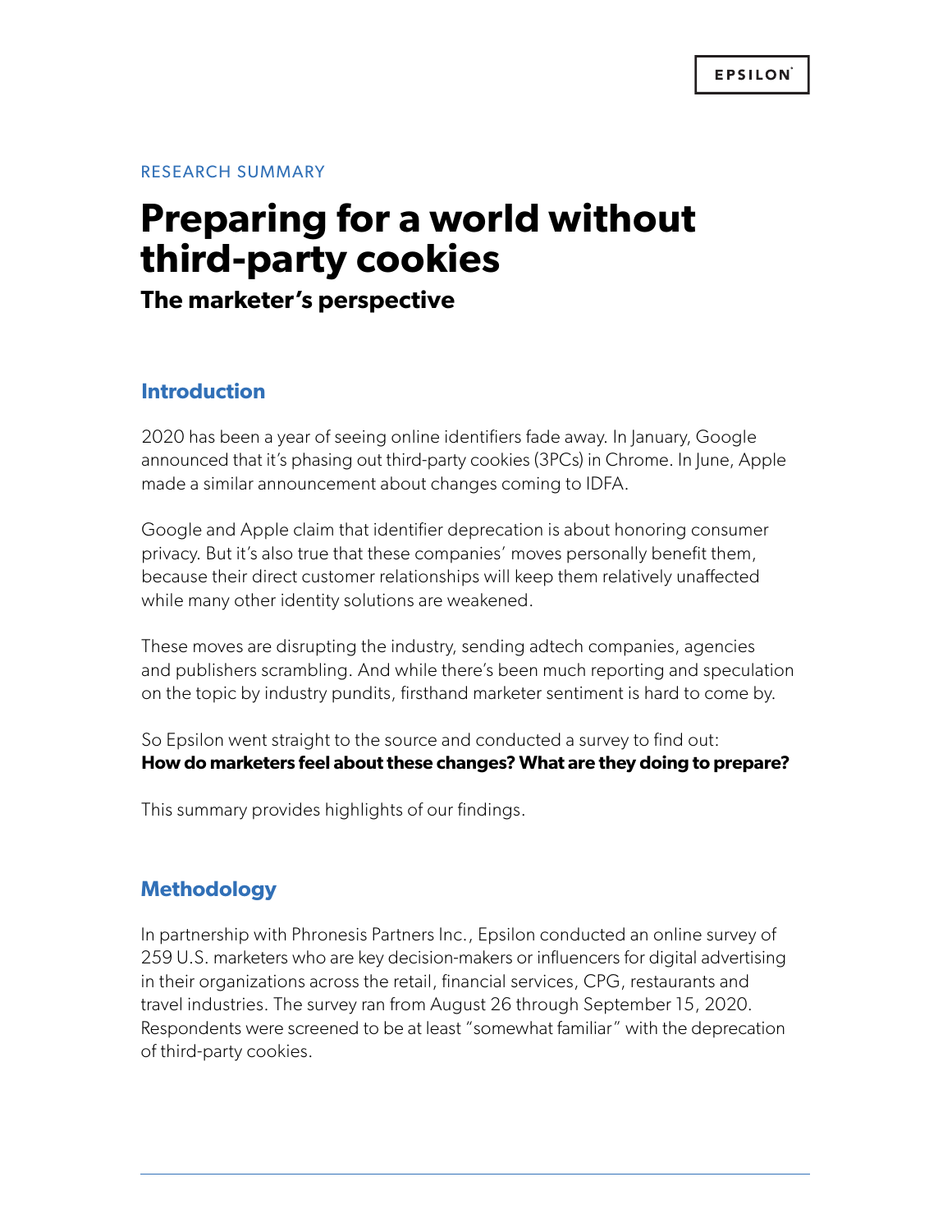RESEARCH SUMMARY

# Preparing for a world without third-party cookies

### The marketer's perspective

## Introduction

2020 has been a year of seeing online identifiers fade away. In January, Google announced that it's phasing out third-party cookies (3PCs) in Chrome. In June, Apple made a similar announcement about changes coming to IDFA.

Google and Apple claim that identifier deprecation is about honoring consumer privacy. But it's also true that these companies' moves personally benefit them, because their direct customer relationships will keep them relatively unaffected while many other identity solutions are weakened.

These moves are disrupting the industry, sending adtech companies, agencies and publishers scrambling. And while there's been much reporting and speculation on the topic by industry pundits, firsthand marketer sentiment is hard to come by.

So Epsilon went straight to the source and conducted a survey to find out:
**How do marketers feel about these changes? What are they doing to prepare?**

This summary provides highlights of our findings.

## Methodology

In partnership with Phronesis Partners Inc., Epsilon conducted an online survey of 259 U.S. marketers who are key decision-makers or influencers for digital advertising in their organizations across the retail, financial services, CPG, restaurants and travel industries. The survey ran from August 26 through September 15, 2020. Respondents were screened to be at least "somewhat familiar" with the deprecation of third-party cookies.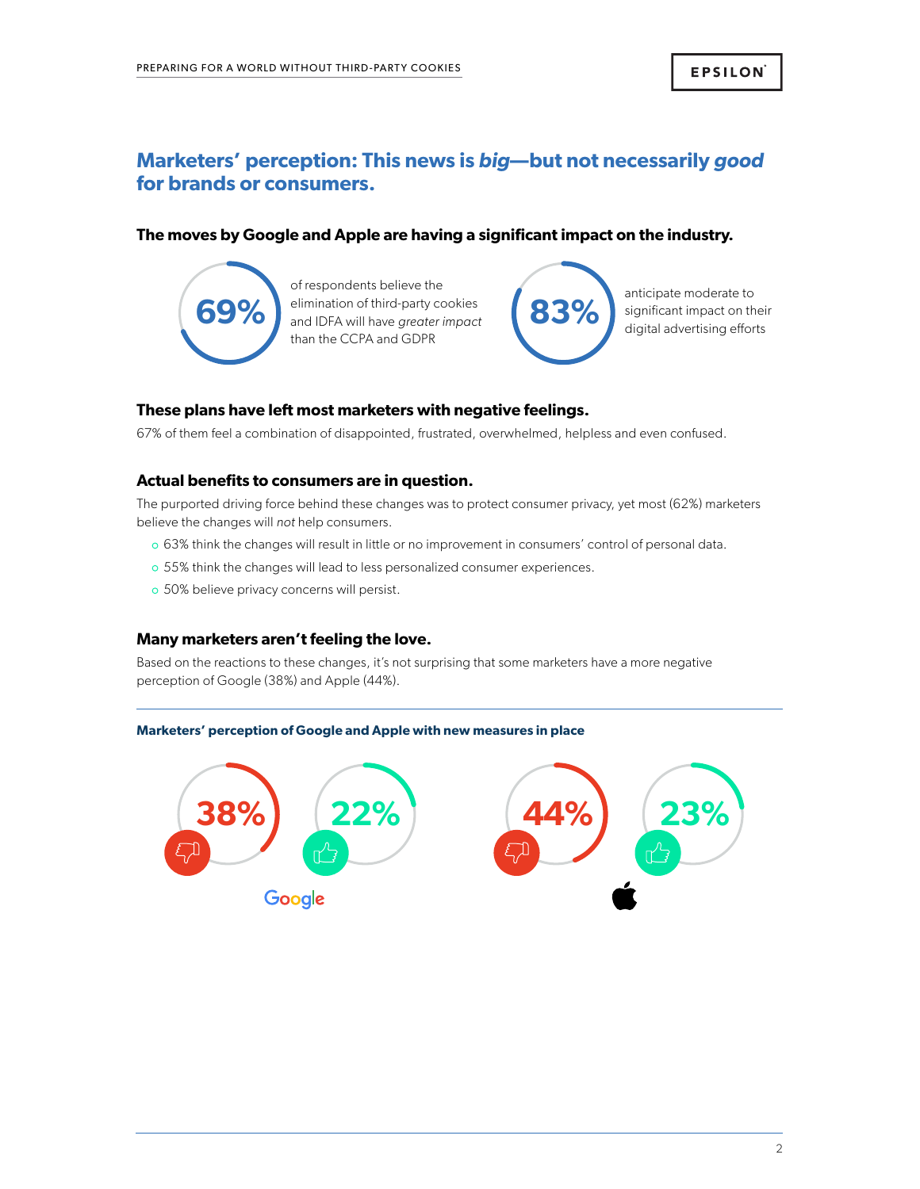## Marketers' perception: This news is *big*—but not necessarily *good* for brands or consumers.

### The moves by Google and Apple are having a significant impact on the industry.

**69%** of respondents believe the elimination of third-party cookies and IDFA will have *greater impact* than the CCPA and GDPR

**83%** anticipate moderate to significant impact on their digital advertising efforts

### These plans have left most marketers with negative feelings.

67% of them feel a combination of disappointed, frustrated, overwhelmed, helpless and even confused.

### Actual benefits to consumers are in question.

The purported driving force behind these changes was to protect consumer privacy, yet most (62%) marketers believe the changes will *not* help consumers.

- 63% think the changes will result in little or no improvement in consumers' control of personal data.
- 55% think the changes will lead to less personalized consumer experiences.
- 50% believe privacy concerns will persist.

### Many marketers aren't feeling the love.

Based on the reactions to these changes, it's not surprising that some marketers have a more negative perception of Google (38%) and Apple (44%).

**Marketers' perception of Google and Apple with new measures in place**

| | Negative | Positive |
|---|---|---|
| Google | 38% | 22% |
| Apple | 44% | 23% |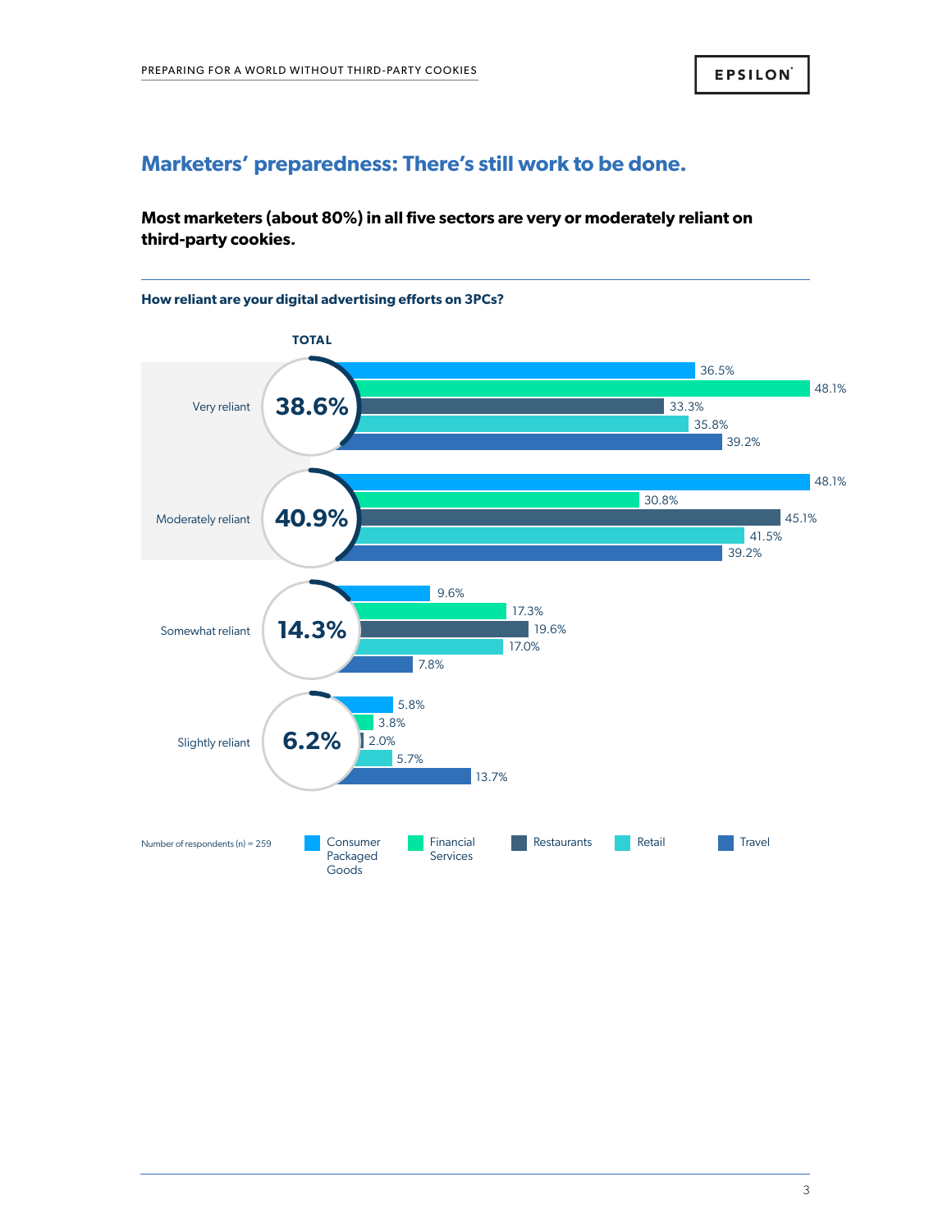## Marketers' preparedness: There's still work to be done.

**Most marketers (about 80%) in all five sectors are very or moderately reliant on third-party cookies.**

**How reliant are your digital advertising efforts on 3PCs?**

| | TOTAL | Consumer Packaged Goods | Financial Services | Restaurants | Retail | Travel |
|---|---|---|---|---|---|---|
| Very reliant | 38.6% | 36.5% | 48.1% | 33.3% | 35.8% | 39.2% |
| Moderately reliant | 40.9% | 48.1% | 30.8% | 45.1% | 41.5% | 39.2% |
| Somewhat reliant | 14.3% | 9.6% | 17.3% | 19.6% | 17.0% | 7.8% |
| Slightly reliant | 6.2% | 5.8% | 3.8% | 2.0% | 5.7% | 13.7% |

Number of respondents (n) = 259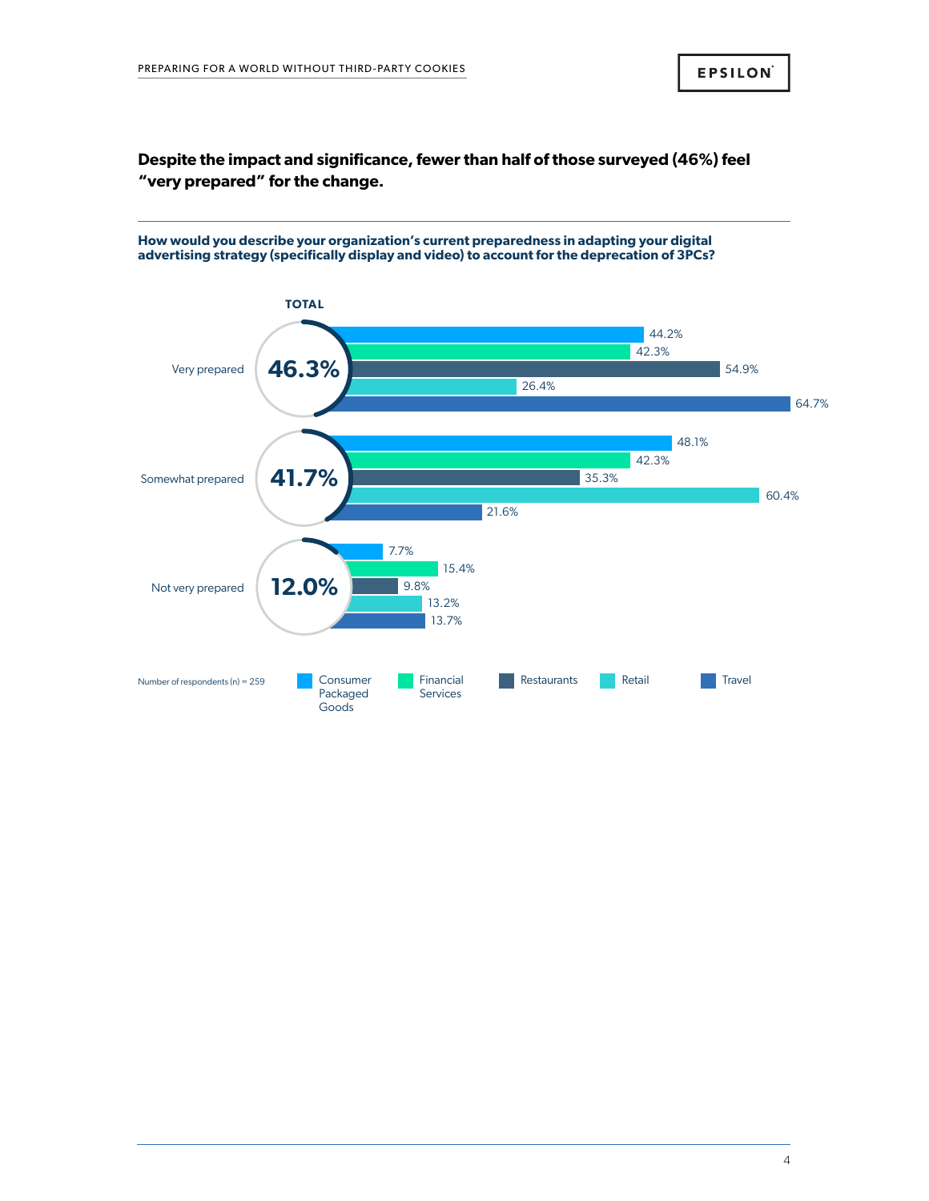**Despite the impact and significance, fewer than half of those surveyed (46%) feel "very prepared" for the change.**

**How would you describe your organization's current preparedness in adapting your digital advertising strategy (specifically display and video) to account for the deprecation of 3PCs?**

| | TOTAL | Consumer Packaged Goods | Financial Services | Restaurants | Retail | Travel |
|---|---|---|---|---|---|---|
| Very prepared | 46.3% | 44.2% | 42.3% | 54.9% | 26.4% | 64.7% |
| Somewhat prepared | 41.7% | 48.1% | 42.3% | 35.3% | 60.4% | 21.6% |
| Not very prepared | 12.0% | 7.7% | 15.4% | 9.8% | 13.2% | 13.7% |

Number of respondents (n) = 259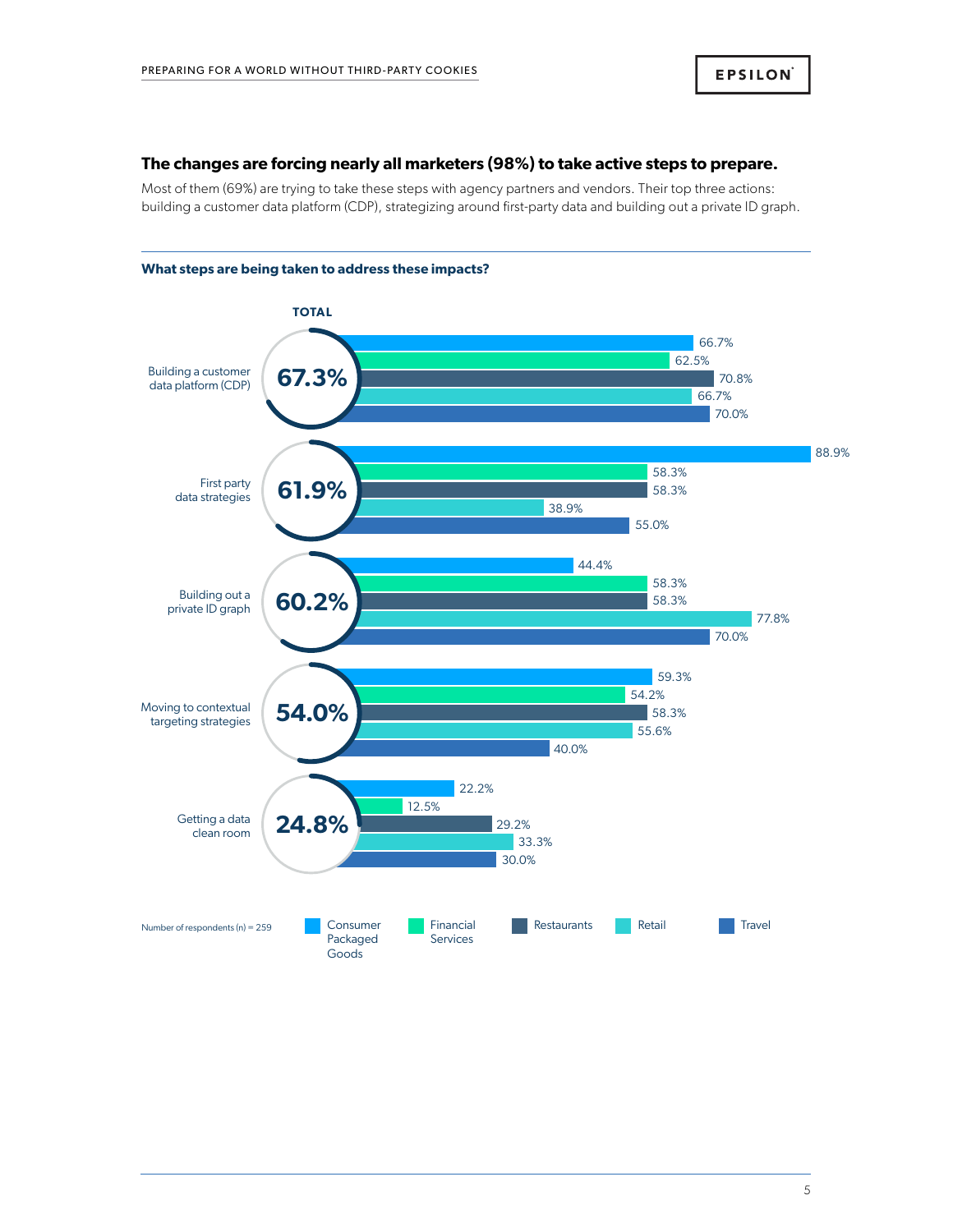## The changes are forcing nearly all marketers (98%) to take active steps to prepare.

Most of them (69%) are trying to take these steps with agency partners and vendors. Their top three actions: building a customer data platform (CDP), strategizing around first-party data and building out a private ID graph.

### What steps are being taken to address these impacts?

| Step | TOTAL | Consumer Packaged Goods | Financial Services | Restaurants | Retail | Travel |
|---|---|---|---|---|---|---|
| Building a customer data platform (CDP) | 67.3% | 66.7% | 62.5% | 70.8% | 66.7% | 70.0% |
| First party data strategies | 61.9% | 88.9% | 58.3% | 58.3% | 38.9% | 55.0% |
| Building out a private ID graph | 60.2% | 44.4% | 58.3% | 58.3% | 77.8% | 70.0% |
| Moving to contextual targeting strategies | 54.0% | 59.3% | 54.2% | 58.3% | 55.6% | 40.0% |
| Getting a data clean room | 24.8% | 22.2% | 12.5% | 29.2% | 33.3% | 30.0% |

Number of respondents (n) = 259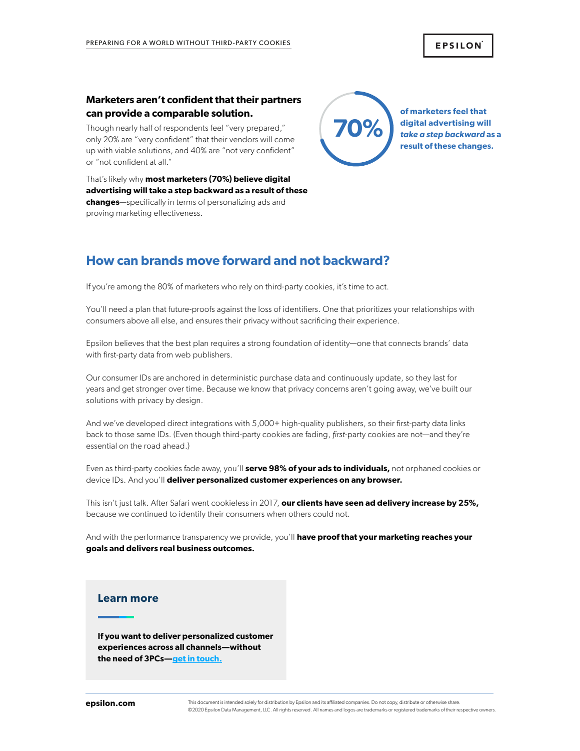### Marketers aren't confident that their partners can provide a comparable solution.

Though nearly half of respondents feel "very prepared," only 20% are "very confident" that their vendors will come up with viable solutions, and 40% are "not very confident" or "not confident at all."

That's likely why **most marketers (70%) believe digital advertising will take a step backward as a result of these changes**—specifically in terms of personalizing ads and proving marketing effectiveness.

70%

**of marketers feel that digital advertising will *take a step backward* as a result of these changes.**

## How can brands move forward and not backward?

If you're among the 80% of marketers who rely on third-party cookies, it's time to act.

You'll need a plan that future-proofs against the loss of identifiers. One that prioritizes your relationships with consumers above all else, and ensures their privacy without sacrificing their experience.

Epsilon believes that the best plan requires a strong foundation of identity—one that connects brands' data with first-party data from web publishers.

Our consumer IDs are anchored in deterministic purchase data and continuously update, so they last for years and get stronger over time. Because we know that privacy concerns aren't going away, we've built our solutions with privacy by design.

And we've developed direct integrations with 5,000+ high-quality publishers, so their first-party data links back to those same IDs. (Even though third-party cookies are fading, *first*-party cookies are not—and they're essential on the road ahead.)

Even as third-party cookies fade away, you'll **serve 98% of your ads to individuals,** not orphaned cookies or device IDs. And you'll **deliver personalized customer experiences on any browser.**

This isn't just talk. After Safari went cookieless in 2017, **our clients have seen ad delivery increase by 25%,** because we continued to identify their consumers when others could not.

And with the performance transparency we provide, you'll **have proof that your marketing reaches your goals and delivers real business outcomes.**

### Learn more

**If you want to deliver personalized customer experiences across all channels—without the need of 3PCs—get in touch.**

**epsilon.com**

This document is intended solely for distribution by Epsilon and its affiliated companies. Do not copy, distribute or otherwise share.
©2020 Epsilon Data Management, LLC. All rights reserved. All names and logos are trademarks or registered trademarks of their respective owners.